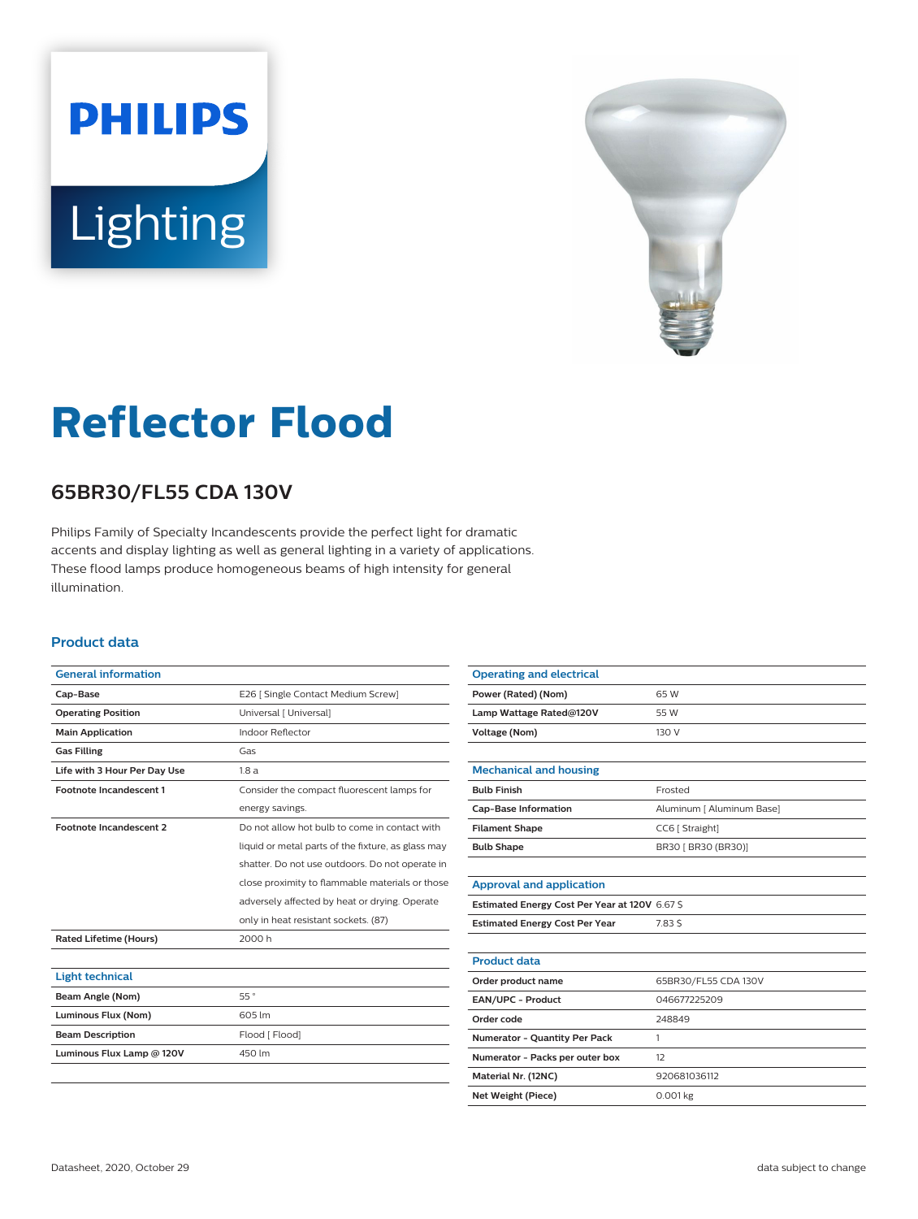PHILIPS

Lighting

# Reflector Flood

## 65BR30/FL55 CDA 130V

Philips Family of Specialty Incandescents provide the perfect light for dramatic accents and display lighting as well as general lighting in a variety of applications. These flood lamps produce homogeneous beams of high intensity for general illumination.

### Product data

| General information | |
|---|---|
| Cap-Base | E26 [ Single Contact Medium Screw] |
| Operating Position | Universal [ Universal] |
| Main Application | Indoor Reflector |
| Gas Filling | Gas |
| Life with 3 Hour Per Day Use | 1.8 a |
| Footnote Incandescent 1 | Consider the compact fluorescent lamps for energy savings. |
| Footnote Incandescent 2 | Do not allow hot bulb to come in contact with liquid or metal parts of the fixture, as glass may shatter. Do not use outdoors. Do not operate in close proximity to flammable materials or those adversely affected by heat or drying. Operate only in heat resistant sockets. (87) |
| Rated Lifetime (Hours) | 2000 h |

| Light technical | |
|---|---|
| Beam Angle (Nom) | 55 ° |
| Luminous Flux (Nom) | 605 lm |
| Beam Description | Flood [ Flood] |
| Luminous Flux Lamp @ 120V | 450 lm |

| Operating and electrical | |
|---|---|
| Power (Rated) (Nom) | 65 W |
| Lamp Wattage Rated@120V | 55 W |
| Voltage (Nom) | 130 V |

| Mechanical and housing | |
|---|---|
| Bulb Finish | Frosted |
| Cap-Base Information | Aluminum [ Aluminum Base] |
| Filament Shape | CC6 [ Straight] |
| Bulb Shape | BR30 [ BR30 (BR30)] |

| Approval and application | |
|---|---|
| Estimated Energy Cost Per Year at 120V | 6.67 $ |
| Estimated Energy Cost Per Year | 7.83 $ |

| Product data | |
|---|---|
| Order product name | 65BR30/FL55 CDA 130V |
| EAN/UPC - Product | 046677225209 |
| Order code | 248849 |
| Numerator - Quantity Per Pack | 1 |
| Numerator - Packs per outer box | 12 |
| Material Nr. (12NC) | 920681036112 |
| Net Weight (Piece) | 0.001 kg |

Datasheet, 2020, October 29 data subject to change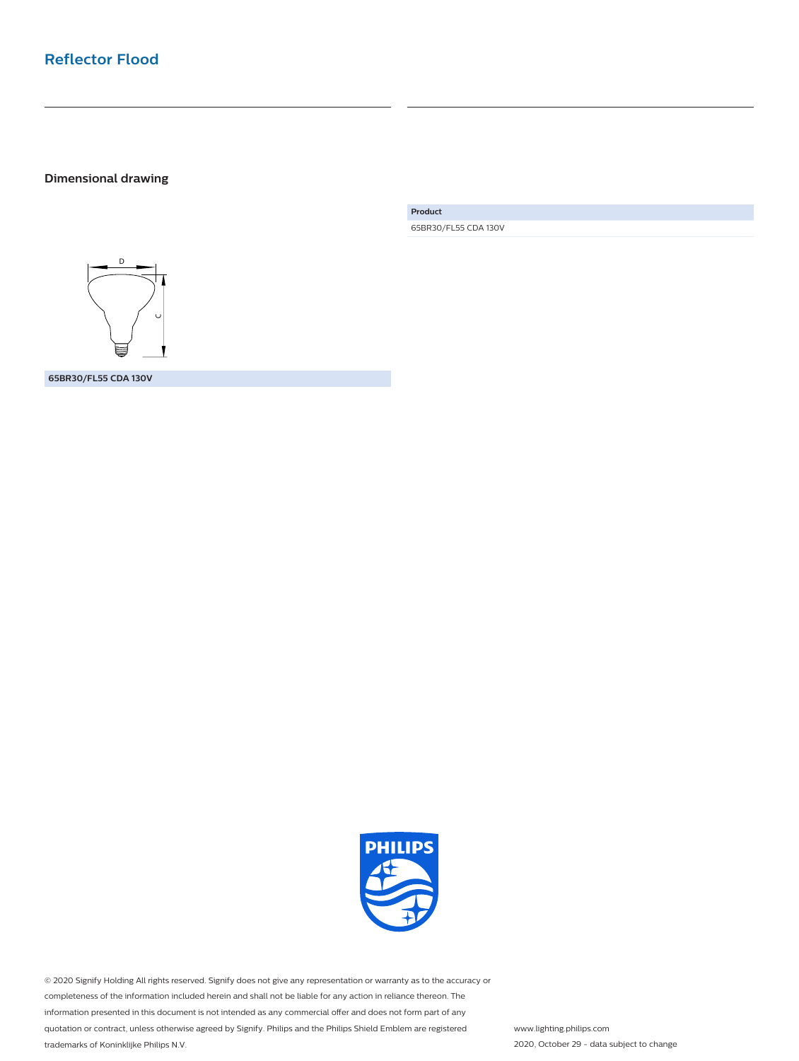## Reflector Flood

### Dimensional drawing

| Product |
| --- |
| 65BR30/FL55 CDA 130V |

D

C

**65BR30/FL55 CDA 130V**

© 2020 Signify Holding All rights reserved. Signify does not give any representation or warranty as to the accuracy or completeness of the information included herein and shall not be liable for any action in reliance thereon. The information presented in this document is not intended as any commercial offer and does not form part of any quotation or contract, unless otherwise agreed by Signify. Philips and the Philips Shield Emblem are registered trademarks of Koninklijke Philips N.V.

www.lighting.philips.com

2020, October 29 - data subject to change